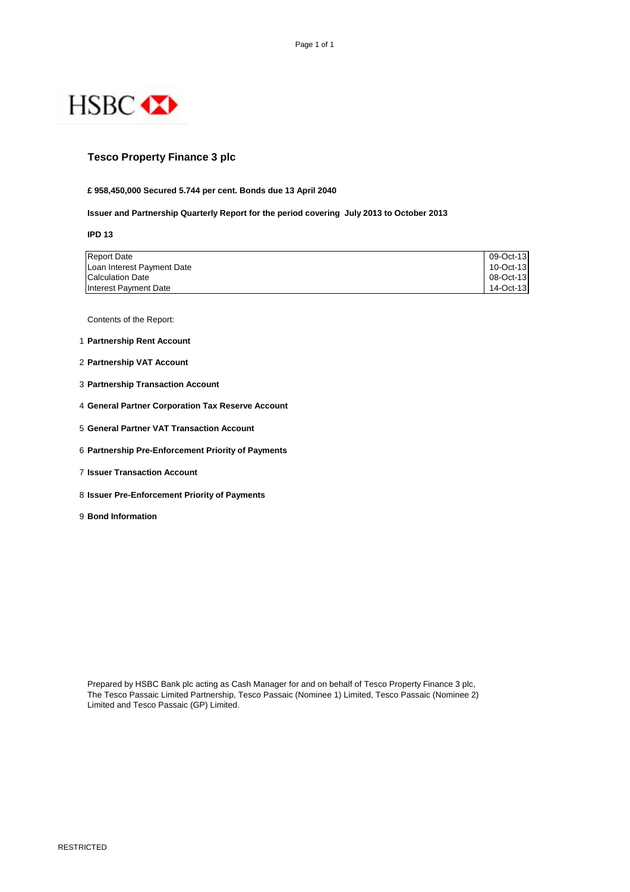# Tesco Property Finance 3 plc

**£ 958,450,000 Secured 5.744 per cent. Bonds due 13 April 2040**

**Issuer and Partnership Quarterly Report for the period covering July 2013 to October 2013**

**IPD 13**

| | |
|---|---|
| Report Date | 09-Oct-13 |
| Loan Interest Payment Date | 10-Oct-13 |
| Calculation Date | 08-Oct-13 |
| Interest Payment Date | 14-Oct-13 |

Contents of the Report:

1. **Partnership Rent Account**
2. **Partnership VAT Account**
3. **Partnership Transaction Account**
4. **General Partner Corporation Tax Reserve Account**
5. **General Partner VAT Transaction Account**
6. **Partnership Pre-Enforcement Priority of Payments**
7. **Issuer Transaction Account**
8. **Issuer Pre-Enforcement Priority of Payments**
9. **Bond Information**

Prepared by HSBC Bank plc acting as Cash Manager for and on behalf of Tesco Property Finance 3 plc, The Tesco Passaic Limited Partnership, Tesco Passaic (Nominee 1) Limited, Tesco Passaic (Nominee 2) Limited and Tesco Passaic (GP) Limited.

RESTRICTED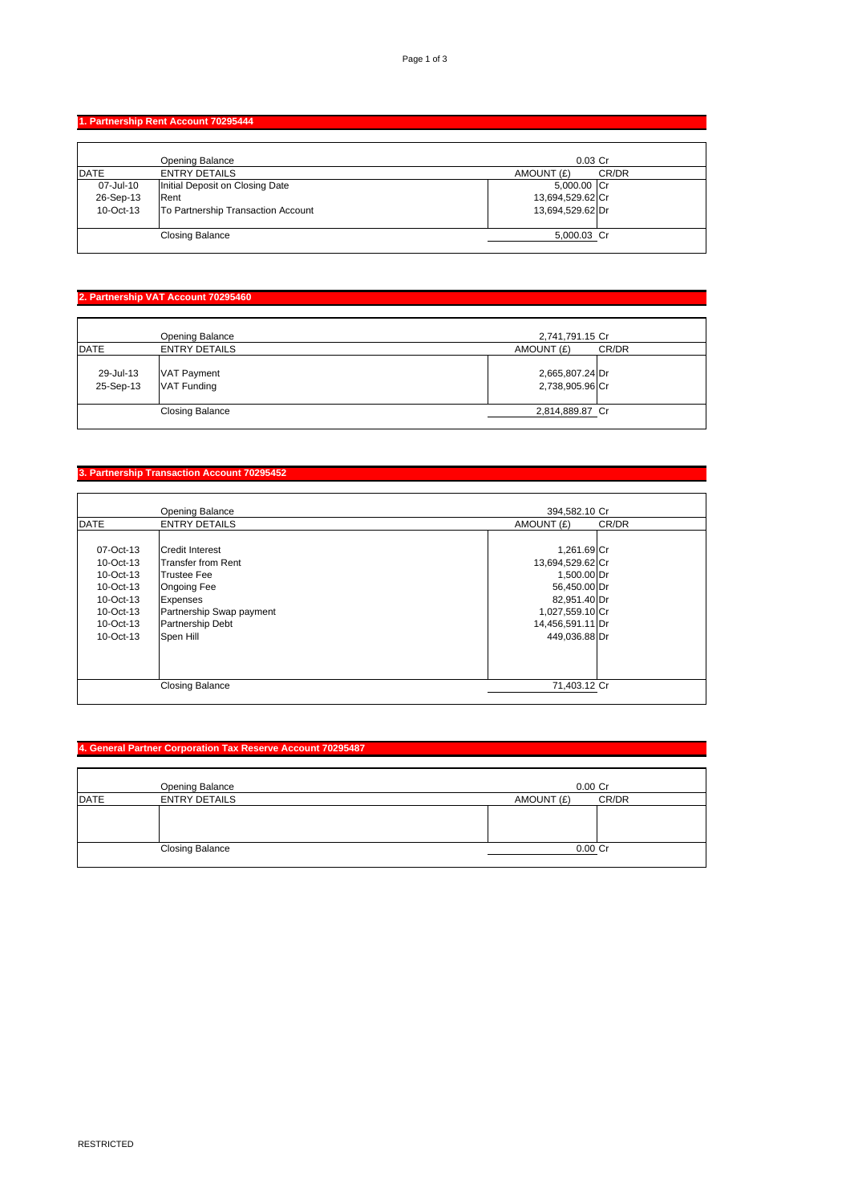## 1. Partnership Rent Account 70295444

| | Opening Balance | 0.03 | Cr |
|---|---|---|---|
| DATE | ENTRY DETAILS | AMOUNT (£) | CR/DR |
| 07-Jul-10 | Initial Deposit on Closing Date | 5,000.00 | Cr |
| 26-Sep-13 | Rent | 13,694,529.62 | Cr |
| 10-Oct-13 | To Partnership Transaction Account | 13,694,529.62 | Dr |
| | Closing Balance | 5,000.03 | Cr |

## 2. Partnership VAT Account 70295460

| | Opening Balance | 2,741,791.15 | Cr |
|---|---|---|---|
| DATE | ENTRY DETAILS | AMOUNT (£) | CR/DR |
| 29-Jul-13 | VAT Payment | 2,665,807.24 | Dr |
| 25-Sep-13 | VAT Funding | 2,738,905.96 | Cr |
| | Closing Balance | 2,814,889.87 | Cr |

## 3. Partnership Transaction Account 70295452

| | Opening Balance | 394,582.10 | Cr |
|---|---|---|---|
| DATE | ENTRY DETAILS | AMOUNT (£) | CR/DR |
| 07-Oct-13 | Credit Interest | 1,261.69 | Cr |
| 10-Oct-13 | Transfer from Rent | 13,694,529.62 | Cr |
| 10-Oct-13 | Trustee Fee | 1,500.00 | Dr |
| 10-Oct-13 | Ongoing Fee | 56,450.00 | Dr |
| 10-Oct-13 | Expenses | 82,951.40 | Dr |
| 10-Oct-13 | Partnership Swap payment | 1,027,559.10 | Cr |
| 10-Oct-13 | Partnership Debt | 14,456,591.11 | Dr |
| 10-Oct-13 | Spen Hill | 449,036.88 | Dr |
| | Closing Balance | 71,403.12 | Cr |

## 4. General Partner Corporation Tax Reserve Account 70295487

| | Opening Balance | 0.00 | Cr |
|---|---|---|---|
| DATE | ENTRY DETAILS | AMOUNT (£) | CR/DR |
| | Closing Balance | 0.00 | Cr |

RESTRICTED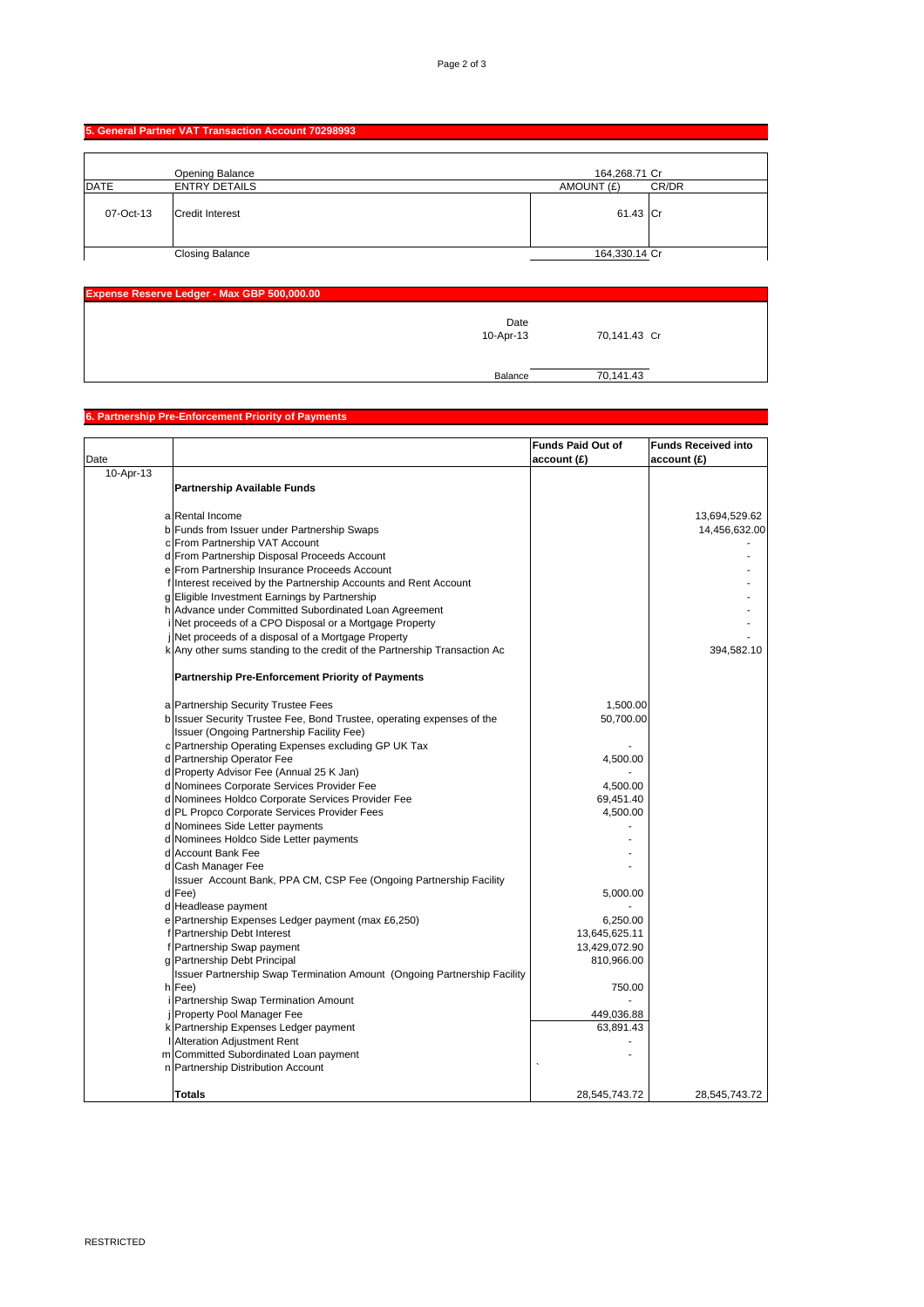## 5. General Partner VAT Transaction Account 70298993

| DATE | ENTRY DETAILS | AMOUNT (£) | CR/DR |
|---|---|---|---|
| | Opening Balance | 164,268.71 | Cr |
| 07-Oct-13 | Credit Interest | 61.43 | Cr |
| | Closing Balance | 164,330.14 | Cr |

## Expense Reserve Ledger - Max GBP 500,000.00

| | Date | | |
|---|---|---|---|
| | 10-Apr-13 | 70,141.43 | Cr |
| | Balance | 70,141.43 | |

## 6. Partnership Pre-Enforcement Priority of Payments

| Date | | | Funds Paid Out of account (£) | Funds Received into account (£) |
|---|---|---|---|---|
| 10-Apr-13 | | **Partnership Available Funds** | | |
| | a | Rental Income | | 13,694,529.62 |
| | b | Funds from Issuer under Partnership Swaps | | 14,456,632.00 |
| | c | From Partnership VAT Account | | - |
| | d | From Partnership Disposal Proceeds Account | | - |
| | e | From Partnership Insurance Proceeds Account | | - |
| | f | Interest received by the Partnership Accounts and Rent Account | | - |
| | g | Eligible Investment Earnings by Partnership | | - |
| | h | Advance under Committed Subordinated Loan Agreement | | - |
| | i | Net proceeds of a CPO Disposal or a Mortgage Property | | - |
| | j | Net proceeds of a disposal of a Mortgage Property | | - |
| | k | Any other sums standing to the credit of the Partnership Transaction Ac | | 394,582.10 |
| | | **Partnership Pre-Enforcement Priority of Payments** | | |
| | a | Partnership Security Trustee Fees | 1,500.00 | |
| | b | Issuer Security Trustee Fee, Bond Trustee, operating expenses of the Issuer (Ongoing Partnership Facility Fee) | 50,700.00 | |
| | c | Partnership Operating Expenses excluding GP UK Tax | - | |
| | d | Partnership Operator Fee | 4,500.00 | |
| | d | Property Advisor Fee (Annual 25 K Jan) | - | |
| | d | Nominees Corporate Services Provider Fee | 4,500.00 | |
| | d | Nominees Holdco Corporate Services Provider Fee | 69,451.40 | |
| | d | PL Propco Corporate Services Provider Fees | 4,500.00 | |
| | d | Nominees Side Letter payments | - | |
| | d | Nominees Holdco Side Letter payments | - | |
| | d | Account Bank Fee | - | |
| | d | Cash Manager Fee | - | |
| | d | Issuer Account Bank, PPA CM, CSP Fee (Ongoing Partnership Facility Fee) | 5,000.00 | |
| | d | Headlease payment | - | |
| | e | Partnership Expenses Ledger payment (max £6,250) | 6,250.00 | |
| | f | Partnership Debt Interest | 13,645,625.11 | |
| | f | Partnership Swap payment | 13,429,072.90 | |
| | g | Partnership Debt Principal | 810,966.00 | |
| | h | Issuer Partnership Swap Termination Amount (Ongoing Partnership Facility Fee) | 750.00 | |
| | i | Partnership Swap Termination Amount | - | |
| | j | Property Pool Manager Fee | 449,036.88 | |
| | k | Partnership Expenses Ledger payment | 63,891.43 | |
| | l | Alteration Adjustment Rent | - | |
| | m | Committed Subordinated Loan payment | - | |
| | n | Partnership Distribution Account | ` | |
| | | **Totals** | 28,545,743.72 | 28,545,743.72 |

RESTRICTED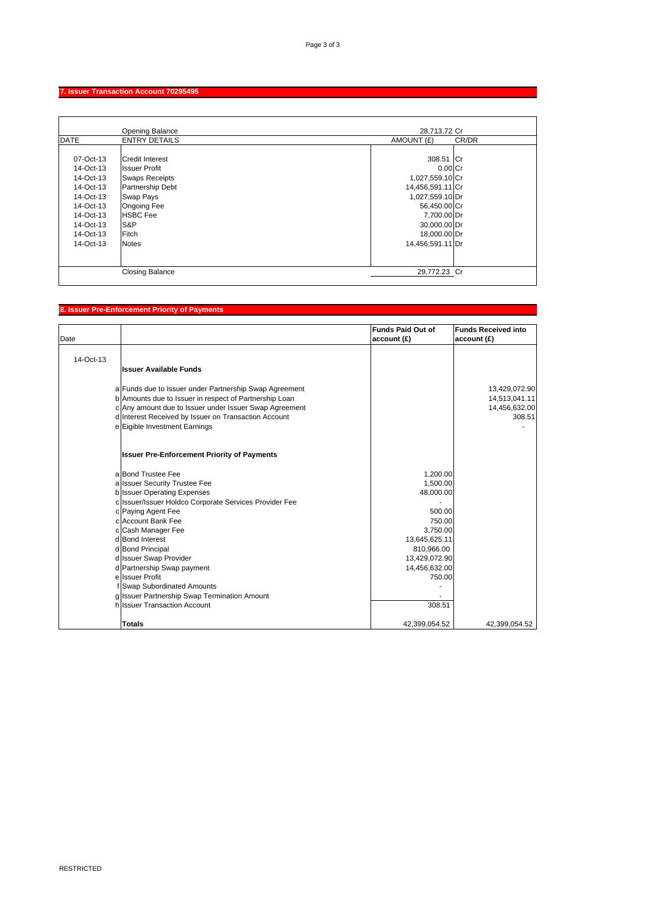## 7. Issuer Transaction Account 70295495

| DATE | ENTRY DETAILS | AMOUNT (£) | CR/DR |
|---|---|---|---|
| | Opening Balance | 28,713.72 | Cr |
| 07-Oct-13 | Credit Interest | 308.51 | Cr |
| 14-Oct-13 | Issuer Profit | 0.00 | Cr |
| 14-Oct-13 | Swaps Receipts | 1,027,559.10 | Cr |
| 14-Oct-13 | Partnership Debt | 14,456,591.11 | Cr |
| 14-Oct-13 | Swap Pays | 1,027,559.10 | Dr |
| 14-Oct-13 | Ongoing Fee | 56,450.00 | Cr |
| 14-Oct-13 | HSBC Fee | 7,700.00 | Dr |
| 14-Oct-13 | S&P | 30,000.00 | Dr |
| 14-Oct-13 | Fitch | 18,000.00 | Dr |
| 14-Oct-13 | Notes | 14,456,591.11 | Dr |
| | Closing Balance | 29,772.23 | Cr |

## 8. Issuer Pre-Enforcement Priority of Payments

| Date | | | Funds Paid Out of account (£) | Funds Received into account (£) |
|---|---|---|---|---|
| 14-Oct-13 | | **Issuer Available Funds** | | |
| | a | Funds due to Issuer under Partnership Swap Agreement | | 13,429,072.90 |
| | b | Amounts due to Issuer in respect of Partnership Loan | | 14,513,041.11 |
| | c | Any amount due to Issuer under Issuer Swap Agreement | | 14,456,632.00 |
| | d | Interest Received by Issuer on Transaction Account | | 308.51 |
| | e | Eigible Investment Earnings | | - |
| | | **Issuer Pre-Enforcement Priority of Payments** | | |
| | a | Bond Trustee Fee | 1,200.00 | |
| | a | Issuer Security Trustee Fee | 1,500.00 | |
| | b | Issuer Operating Expenses | 48,000.00 | |
| | c | Issuer/Issuer Holdco Corporate Services Provider Fee | - | |
| | c | Paying Agent Fee | 500.00 | |
| | c | Account Bank Fee | 750.00 | |
| | c | Cash Manager Fee | 3,750.00 | |
| | d | Bond Interest | 13,645,625.11 | |
| | d | Bond Principal | 810,966.00 | |
| | d | Issuer Swap Provider | 13,429,072.90 | |
| | d | Partnership Swap payment | 14,456,632.00 | |
| | e | Issuer Profit | 750.00 | |
| | f | Swap Subordinated Amounts | - | |
| | g | Issuer Partnership Swap Termination Amount | - | |
| | h | Issuer Transaction Account | 308.51 | |
| | | **Totals** | 42,399,054.52 | 42,399,054.52 |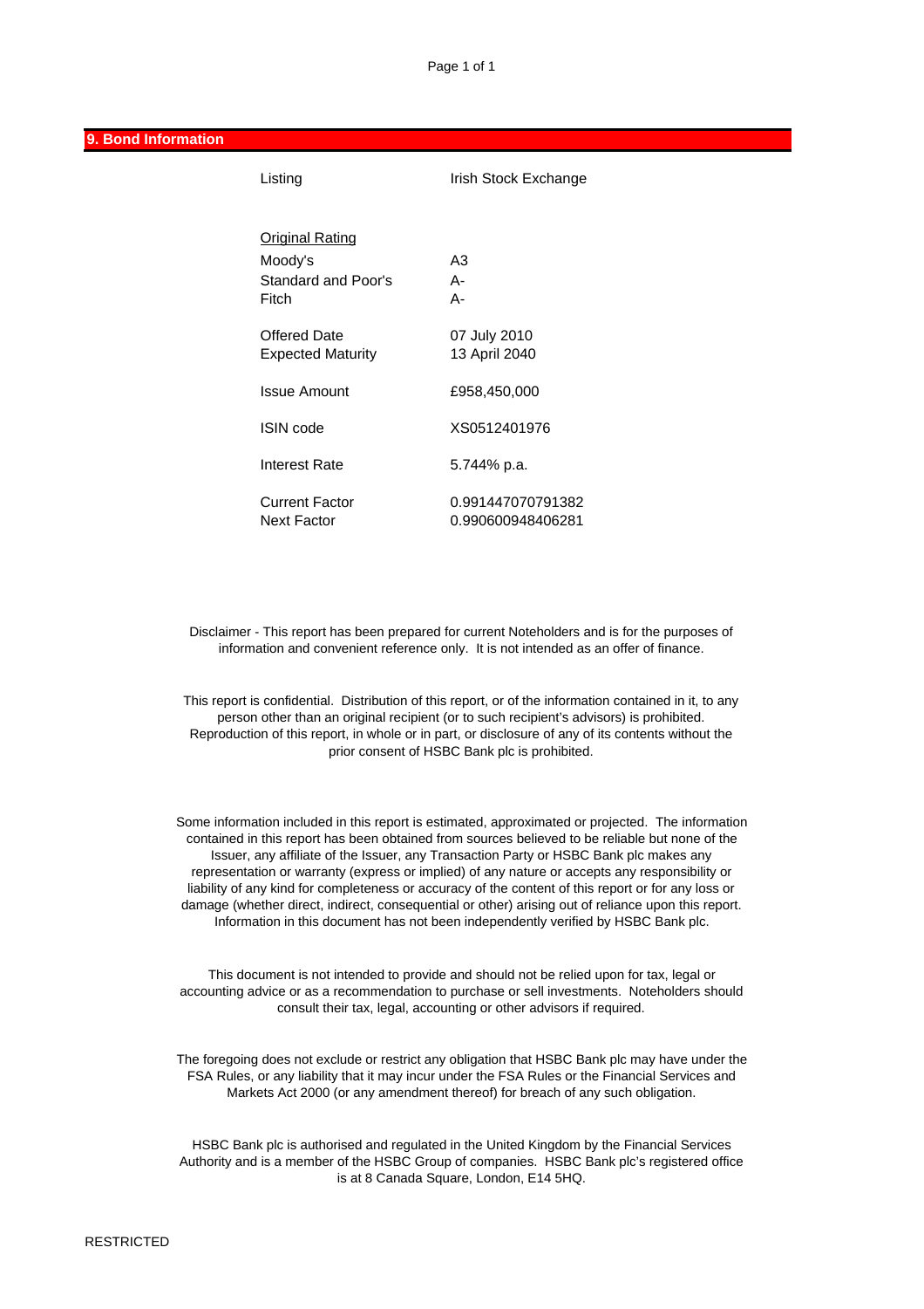## 9. Bond Information

| | |
|---|---|
| Listing | Irish Stock Exchange |
| | |
| Original Rating | |
| Moody's | A3 |
| Standard and Poor's | A- |
| Fitch | A- |
| | |
| Offered Date | 07 July 2010 |
| Expected Maturity | 13 April 2040 |
| | |
| Issue Amount | £958,450,000 |
| | |
| ISIN code | XS0512401976 |
| | |
| Interest Rate | 5.744% p.a. |
| | |
| Current Factor | 0.991447070791382 |
| Next Factor | 0.990600948406281 |

Disclaimer - This report has been prepared for current Noteholders and is for the purposes of information and convenient reference only. It is not intended as an offer of finance.

This report is confidential. Distribution of this report, or of the information contained in it, to any person other than an original recipient (or to such recipient's advisors) is prohibited. Reproduction of this report, in whole or in part, or disclosure of any of its contents without the prior consent of HSBC Bank plc is prohibited.

Some information included in this report is estimated, approximated or projected. The information contained in this report has been obtained from sources believed to be reliable but none of the Issuer, any affiliate of the Issuer, any Transaction Party or HSBC Bank plc makes any representation or warranty (express or implied) of any nature or accepts any responsibility or liability of any kind for completeness or accuracy of the content of this report or for any loss or damage (whether direct, indirect, consequential or other) arising out of reliance upon this report. Information in this document has not been independently verified by HSBC Bank plc.

This document is not intended to provide and should not be relied upon for tax, legal or accounting advice or as a recommendation to purchase or sell investments. Noteholders should consult their tax, legal, accounting or other advisors if required.

The foregoing does not exclude or restrict any obligation that HSBC Bank plc may have under the FSA Rules, or any liability that it may incur under the FSA Rules or the Financial Services and Markets Act 2000 (or any amendment thereof) for breach of any such obligation.

HSBC Bank plc is authorised and regulated in the United Kingdom by the Financial Services Authority and is a member of the HSBC Group of companies. HSBC Bank plc's registered office is at 8 Canada Square, London, E14 5HQ.

RESTRICTED